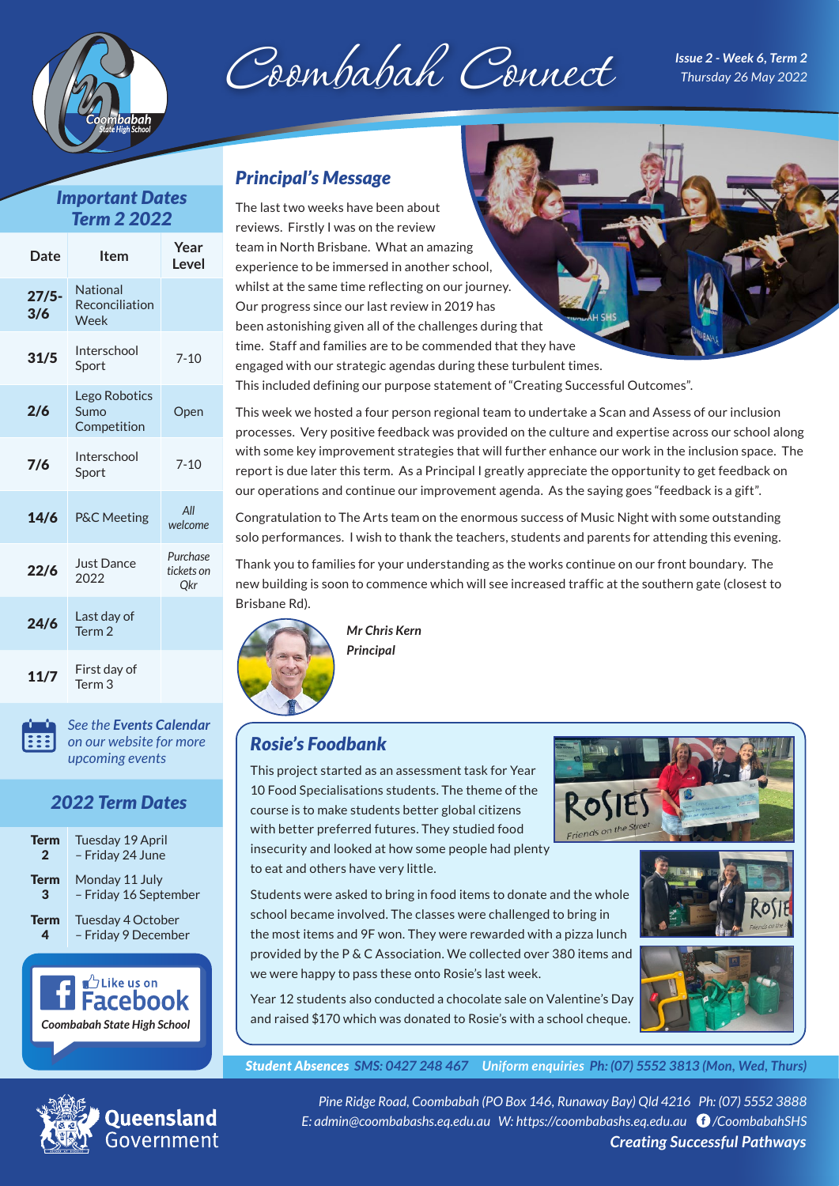# Coombabah Connect

*Issue 2 - Week 6, Term 2*
*Thursday 26 May 2022*

## Important Dates Term 2 2022

| Date | Item | Year Level |
|---|---|---|
| 27/5-3/6 | National Reconciliation Week | |
| 31/5 | Interschool Sport | 7-10 |
| 2/6 | Lego Robotics Sumo Competition | Open |
| 7/6 | Interschool Sport | 7-10 |
| 14/6 | P&C Meeting | *All welcome* |
| 22/6 | Just Dance 2022 | *Purchase tickets on Qkr* |
| 24/6 | Last day of Term 2 | |
| 11/7 | First day of Term 3 | |

*See the **Events Calendar** on our website for more upcoming events*

## 2022 Term Dates

| | |
|---|---|
| **Term 2** | Tuesday 19 April – Friday 24 June |
| **Term 3** | Monday 11 July – Friday 16 September |
| **Term 4** | Tuesday 4 October – Friday 9 December |

Like us on Facebook
*Coombabah State High School*

## Principal's Message

The last two weeks have been about reviews. Firstly I was on the review team in North Brisbane. What an amazing experience to be immersed in another school, whilst at the same time reflecting on our journey. Our progress since our last review in 2019 has been astonishing given all of the challenges during that time. Staff and families are to be commended that they have engaged with our strategic agendas during these turbulent times. This included defining our purpose statement of "Creating Successful Outcomes".

This week we hosted a four person regional team to undertake a Scan and Assess of our inclusion processes. Very positive feedback was provided on the culture and expertise across our school along with some key improvement strategies that will further enhance our work in the inclusion space. The report is due later this term. As a Principal I greatly appreciate the opportunity to get feedback on our operations and continue our improvement agenda. As the saying goes "feedback is a gift".

Congratulation to The Arts team on the enormous success of Music Night with some outstanding solo performances. I wish to thank the teachers, students and parents for attending this evening.

Thank you to families for your understanding as the works continue on our front boundary. The new building is soon to commence which will see increased traffic at the southern gate (closest to Brisbane Rd).

*Mr Chris Kern*
*Principal*

## Rosie's Foodbank

This project started as an assessment task for Year 10 Food Specialisations students. The theme of the course is to make students better global citizens with better preferred futures. They studied food insecurity and looked at how some people had plenty to eat and others have very little.

Students were asked to bring in food items to donate and the whole school became involved. The classes were challenged to bring in the most items and 9F won. They were rewarded with a pizza lunch provided by the P & C Association. We collected over 380 items and we were happy to pass these onto Rosie's last week.

Year 12 students also conducted a chocolate sale on Valentine's Day and raised $170 which was donated to Rosie's with a school cheque.

**Student Absences** SMS: 0427 248 467 **Uniform enquiries** Ph: (07) 5552 3813 (Mon, Wed, Thurs)

Pine Ridge Road, Coombabah (PO Box 146, Runaway Bay) Qld 4216 Ph: (07) 5552 3888
E: admin@coombabahshs.eq.edu.au W: https://coombabahshs.eq.edu.au /CoombabahSHS
***Creating Successful Pathways***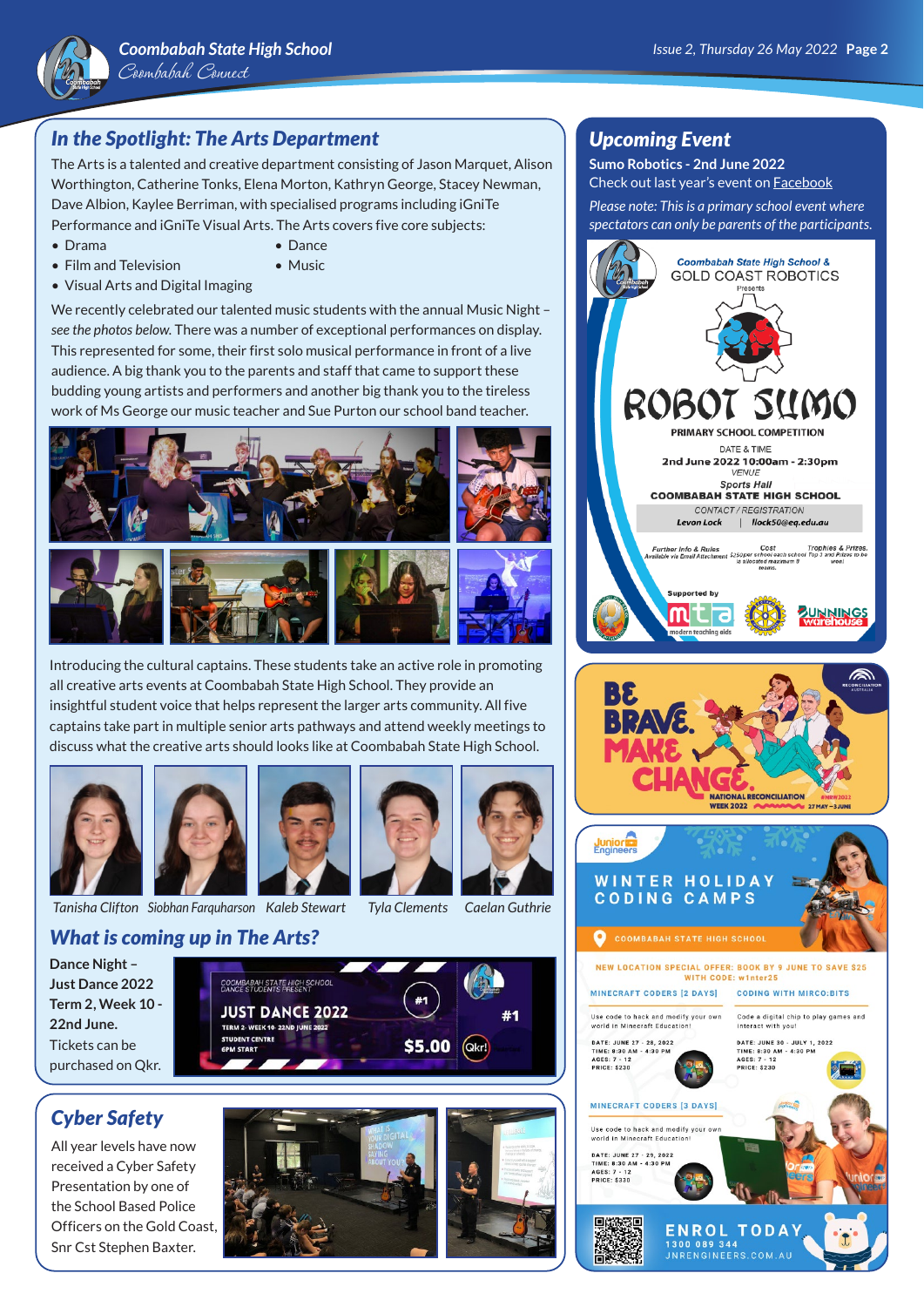## In the Spotlight: The Arts Department

The Arts is a talented and creative department consisting of Jason Marquet, Alison Worthington, Catherine Tonks, Elena Morton, Kathryn George, Stacey Newman, Dave Albion, Kaylee Berriman, with specialised programs including iGniTe Performance and iGniTe Visual Arts. The Arts covers five core subjects:

- Drama
- Dance
- Film and Television
- Music
- Visual Arts and Digital Imaging

We recently celebrated our talented music students with the annual Music Night – *see the photos below.* There was a number of exceptional performances on display. This represented for some, their first solo musical performance in front of a live audience. A big thank you to the parents and staff that came to support these budding young artists and performers and another big thank you to the tireless work of Ms George our music teacher and Sue Purton our school band teacher.

Introducing the cultural captains. These students take an active role in promoting all creative arts events at Coombabah State High School. They provide an insightful student voice that helps represent the larger arts community. All five captains take part in multiple senior arts pathways and attend weekly meetings to discuss what the creative arts should looks like at Coombabah State High School.

*Tanisha Clifton* *Siobhan Farquharson* *Kaleb Stewart* *Tyla Clements* *Caelan Guthrie*

## What is coming up in The Arts?

**Dance Night – Just Dance 2022 Term 2, Week 10 - 22nd June.**

Tickets can be purchased on Qkr.

COOMBABAH STATE HIGH SCHOOL DANCE STUDENTS PRESENT
JUST DANCE 2022
TERM 2 WEEK 10 22ND JUNE 2022
STUDENT CENTRE
6PM START
#1
$5.00

## Cyber Safety

All year levels have now received a Cyber Safety Presentation by one of the School Based Police Officers on the Gold Coast, Snr Cst Stephen Baxter.

## Upcoming Event

**Sumo Robotics - 2nd June 2022**

Check out last year's event on Facebook

*Please note: This is a primary school event where spectators can only be parents of the participants.*

Coombabah State High School & GOLD COAST ROBOTICS
Presents
ROBOT SUMO
PRIMARY SCHOOL COMPETITION
DATE & TIME
2nd June 2022 10:00am - 2:30pm
VENUE
Sports Hall
COOMBABAH STATE HIGH SCHOOL
CONTACT / REGISTRATION
Levon Lock | llock50@eq.edu.au
Further Info & Rules Available via Email Attachment
Cost $250per school each school is allocated maximum 8 teams.
Trophies & Prizes. Top 3 and Prizes to be won!
Supported by
mta modern teaching aids
BUNNINGS warehouse

BE BRAVE. MAKE CHANGE.
NATIONAL RECONCILIATION WEEK 2022 27 MAY – 3 JUNE
#NRW2022

Junior Engineers
WINTER HOLIDAY CODING CAMPS
COOMBABAH STATE HIGH SCHOOL
NEW LOCATION SPECIAL OFFER: BOOK BY 9 JUNE TO SAVE $25 WITH CODE: w1nter25

MINECRAFT CODERS [2 DAYS]
Use code to hack and modify your own world in Minecraft Education!
DATE: JUNE 27 - 28, 2022
TIME: 8:30 AM - 4:30 PM
AGES: 7 - 12
PRICE: $230

CODING WITH MIRCO:BITS
Code a digital chip to play games and interact with you!
DATE: JUNE 30 - JULY 1, 2022
TIME: 8:30 AM - 4:30 PM
AGES: 7 - 12
PRICE: $230

MINECRAFT CODERS [3 DAYS]
Use code to hack and modify your own world in Minecraft Education!
DATE: JUNE 27 - 29, 2022
TIME: 8:30 AM - 4:30 PM
AGES: 7 - 12
PRICE: $330

ENROL TODAY
1300 089 344
JNRENGINEERS.COM.AU